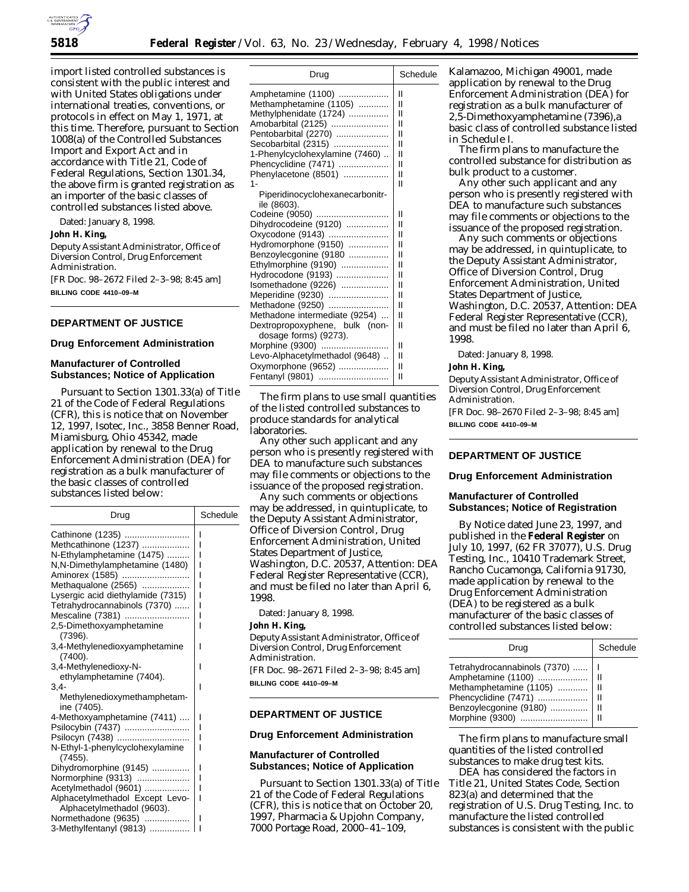import listed controlled substances is consistent with the public interest and with United States obligations under international treaties, conventions, or protocols in effect on May 1, 1971, at this time. Therefore, pursuant to Section 1008(a) of the Controlled Substances Import and Export Act and in accordance with Title 21, Code of Federal Regulations, Section 1301.34, the above firm is granted registration as an importer of the basic classes of controlled substances listed above.

Dated: January 8, 1998.

**John H. King,**

*Deputy Assistant Administrator, Office of Diversion Control, Drug Enforcement Administration.*

[FR Doc. 98–2672 Filed 2–3–98; 8:45 am]

**BILLING CODE 4410–09–M**

## DEPARTMENT OF JUSTICE

### Drug Enforcement Administration

### Manufacturer of Controlled Substances; Notice of Application

Pursuant to Section 1301.33(a) of Title 21 of the Code of Federal Regulations (CFR), this is notice that on November 12, 1997, Isotec, Inc., 3858 Benner Road, Miamisburg, Ohio 45342, made application by renewal to the Drug Enforcement Administration (DEA) for registration as a bulk manufacturer of the basic classes of controlled substances listed below:

| Drug | Schedule |
|---|---|
| Cathinone (1235) | I |
| Methcathinone (1237) | I |
| N-Ethylamphetamine (1475) | I |
| N,N-Dimethylamphetamine (1480) | I |
| Aminorex (1585) | I |
| Methaqualone (2565) | I |
| Lysergic acid diethylamide (7315) | I |
| Tetrahydrocannabinols (7370) | I |
| Mescaline (7381) | I |
| 2,5-Dimethoxyamphetamine (7396). | I |
| 3,4-Methylenedioxyamphetamine (7400). | I |
| 3,4-Methylenedioxy-N-ethylamphetamine (7404). | I |
| 3,4-Methylenedioxymethamphetamine (7405). | I |
| 4-Methoxyamphetamine (7411) | I |
| Psilocybin (7437) | I |
| Psilocyn (7438) | I |
| N-Ethyl-1-phenylcyclohexylamine (7455). | I |
| Dihydromorphine (9145) | I |
| Normorphine (9313) | I |
| Acetylmethadol (9601) | I |
| Alphacetylmethadol Except Levo-Alphacetylmethadol (9603). | I |
| Normethadone (9635) | I |
| 3-Methylfentanyl (9813) | I |
| Amphetamine (1100) | II |
| Methamphetamine (1105) | II |
| Methylphenidate (1724) | II |
| Amobarbital (2125) | II |
| Pentobarbital (2270) | II |
| Secobarbital (2315) | II |
| 1-Phenylcyclohexylamine (7460) | II |
| Phencyclidine (7471) | II |
| Phenylacetone (8501) | II |
| 1-Piperidinocyclohexanecarbonitrile (8603). | II |
| Codeine (9050) | II |
| Dihydrocodeine (9120) | II |
| Oxycodone (9143) | II |
| Hydromorphone (9150) | II |
| Benzoylecgonine (9180 | II |
| Ethylmorphine (9190) | II |
| Hydrocodone (9193) | II |
| Isomethadone (9226) | II |
| Meperidine (9230) | II |
| Methadone (9250) | II |
| Methadone intermediate (9254) | II |
| Dextropropoxyphene, bulk (non-dosage forms) (9273). | II |
| Morphine (9300) | II |
| Levo-Alphacetylmethadol (9648) | II |
| Oxymorphone (9652) | II |
| Fentanyl (9801) | II |

The firm plans to use small quantities of the listed controlled substances to produce standards for analytical laboratories.

Any other such applicant and any person who is presently registered with DEA to manufacture such substances may file comments or objections to the issuance of the proposed registration.

Any such comments or objections may be addressed, in quintuplicate, to the Deputy Assistant Administrator, Office of Diversion Control, Drug Enforcement Administration, United States Department of Justice, Washington, D.C. 20537, Attention: DEA Federal Register Representative (CCR), and must be filed no later than April 6, 1998.

Dated: January 8, 1998.

**John H. King,**

*Deputy Assistant Administrator, Office of Diversion Control, Drug Enforcement Administration.*

[FR Doc. 98–2671 Filed 2–3–98; 8:45 am]

**BILLING CODE 4410–09–M**

## DEPARTMENT OF JUSTICE

### Drug Enforcement Administration

### Manufacturer of Controlled Substances; Notice of Application

Pursuant to Section 1301.33(a) of Title 21 of the Code of Federal Regulations (CFR), this is notice that on October 20, 1997, Pharmacia & Upjohn Company, 7000 Portage Road, 2000–41–109, Kalamazoo, Michigan 49001, made application by renewal to the Drug Enforcement Administration (DEA) for registration as a bulk manufacturer of 2,5-Dimethoxyamphetamine (7396),a basic class of controlled substance listed in Schedule I.

The firm plans to manufacture the controlled substance for distribution as bulk product to a customer.

Any other such applicant and any person who is presently registered with DEA to manufacture such substances may file comments or objections to the issuance of the proposed registration.

Any such comments or objections may be addressed, in quintuplicate, to the Deputy Assistant Administrator, Office of Diversion Control, Drug Enforcement Administration, United States Department of Justice, Washington, D.C. 20537, Attention: DEA Federal Register Representative (CCR), and must be filed no later than April 6, 1998.

Dated: January 8, 1998.

**John H. King,**

*Deputy Assistant Administrator, Office of Diversion Control, Drug Enforcement Administration.*

[FR Doc. 98–2670 Filed 2–3–98; 8:45 am]

**BILLING CODE 4410–09–M**

## DEPARTMENT OF JUSTICE

### Drug Enforcement Administration

### Manufacturer of Controlled Substances; Notice of Registration

By Notice dated June 23, 1997, and published in the **Federal Register** on July 10, 1997, (62 FR 37077), U.S. Drug Testing, Inc., 10410 Trademark Street, Rancho Cucamonga, California 91730, made application by renewal to the Drug Enforcement Administration (DEA) to be registered as a bulk manufacturer of the basic classes of controlled substances listed below:

| Drug | Schedule |
|---|---|
| Tetrahydrocannabinols (7370) | I |
| Amphetamine (1100) | II |
| Methamphetamine (1105) | II |
| Phencyclidine (7471) | II |
| Benzoylecgonine (9180) | II |
| Morphine (9300) | II |

The firm plans to manufacture small quantities of the listed controlled substances to make drug test kits.

DEA has considered the factors in Title 21, United States Code, Section 823(a) and determined that the registration of U.S. Drug Testing, Inc. to manufacture the listed controlled substances is consistent with the public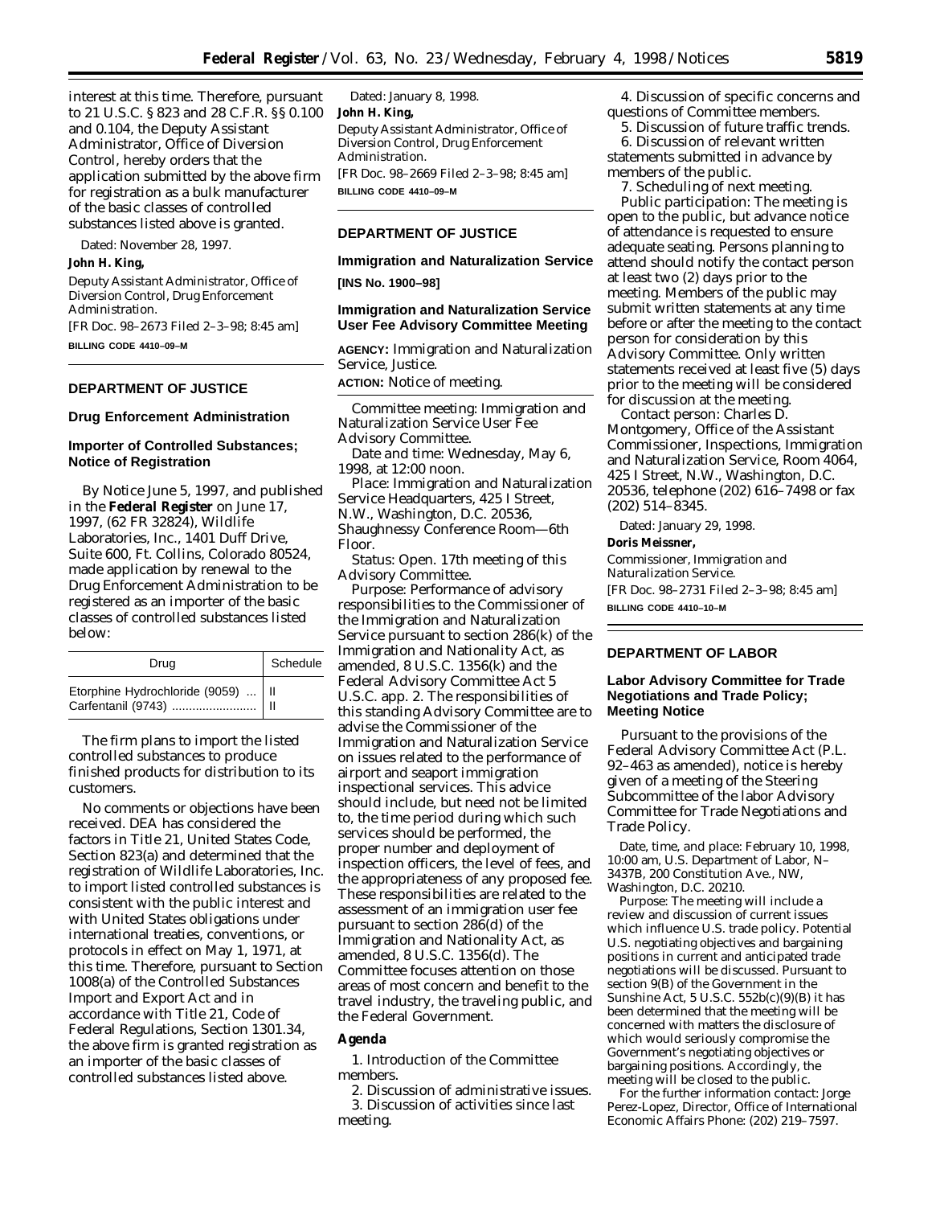interest at this time. Therefore, pursuant to 21 U.S.C. § 823 and 28 C.F.R. §§ 0.100 and 0.104, the Deputy Assistant Administrator, Office of Diversion Control, hereby orders that the application submitted by the above firm for registration as a bulk manufacturer of the basic classes of controlled substances listed above is granted.

Dated: November 28, 1997.

**John H. King,**

*Deputy Assistant Administrator, Office of Diversion Control, Drug Enforcement Administration.*

[FR Doc. 98–2673 Filed 2–3–98; 8:45 am]

**BILLING CODE 4410–09–M**

---

## DEPARTMENT OF JUSTICE

### Drug Enforcement Administration

### Importer of Controlled Substances; Notice of Registration

By Notice June 5, 1997, and published in the **Federal Register** on June 17, 1997, (62 FR 32824), Wildlife Laboratories, Inc., 1401 Duff Drive, Suite 600, Ft. Collins, Colorado 80524, made application by renewal to the Drug Enforcement Administration to be registered as an importer of the basic classes of controlled substances listed below:

| Drug | Schedule |
|---|---|
| Etorphine Hydrochloride (9059) | II |
| Carfentanil (9743) | II |

The firm plans to import the listed controlled substances to produce finished products for distribution to its customers.

No comments or objections have been received. DEA has considered the factors in Title 21, United States Code, Section 823(a) and determined that the registration of Wildlife Laboratories, Inc. to import listed controlled substances is consistent with the public interest and with United States obligations under international treaties, conventions, or protocols in effect on May 1, 1971, at this time. Therefore, pursuant to Section 1008(a) of the Controlled Substances Import and Export Act and in accordance with Title 21, Code of Federal Regulations, Section 1301.34, the above firm is granted registration as an importer of the basic classes of controlled substances listed above.

Dated: January 8, 1998.

**John H. King,**

*Deputy Assistant Administrator, Office of Diversion Control, Drug Enforcement Administration.*

[FR Doc. 98–2669 Filed 2–3–98; 8:45 am]

**BILLING CODE 4410–09–M**

---

## DEPARTMENT OF JUSTICE

### Immigration and Naturalization Service

**[INS No. 1900–98]**

### Immigration and Naturalization Service User Fee Advisory Committee Meeting

**AGENCY:** Immigration and Naturalization Service, Justice.

**ACTION:** Notice of meeting.

*Committee meeting:* Immigration and Naturalization Service User Fee Advisory Committee.

*Date and time:* Wednesday, May 6, 1998, at 12:00 noon.

*Place:* Immigration and Naturalization Service Headquarters, 425 I Street, N.W., Washington, D.C. 20536, Shaughnessy Conference Room—6th Floor.

*Status:* Open. 17th meeting of this Advisory Committee.

*Purpose:* Performance of advisory responsibilities to the Commissioner of the Immigration and Naturalization Service pursuant to section 286(k) of the Immigration and Nationality Act, as amended, 8 U.S.C. 1356(k) and the Federal Advisory Committee Act 5 U.S.C. app. 2. The responsibilities of this standing Advisory Committee are to advise the Commissioner of the Immigration and Naturalization Service on issues related to the performance of airport and seaport immigration inspectional services. This advice should include, but need not be limited to, the time period during which such services should be performed, the proper number and deployment of inspection officers, the level of fees, and the appropriateness of any proposed fee. These responsibilities are related to the assessment of an immigration user fee pursuant to section 286(d) of the Immigration and Nationality Act, as amended, 8 U.S.C. 1356(d). The Committee focuses attention on those areas of most concern and benefit to the travel industry, the traveling public, and the Federal Government.

#### Agenda

1. Introduction of the Committee members.
2. Discussion of administrative issues.
3. Discussion of activities since last meeting.
4. Discussion of specific concerns and questions of Committee members.
5. Discussion of future traffic trends.
6. Discussion of relevant written statements submitted in advance by members of the public.
7. Scheduling of next meeting.

*Public participation:* The meeting is open to the public, but advance notice of attendance is requested to ensure adequate seating. Persons planning to attend should notify the contact person at least two (2) days prior to the meeting. Members of the public may submit written statements at any time before or after the meeting to the contact person for consideration by this Advisory Committee. Only written statements received at least five (5) days prior to the meeting will be considered for discussion at the meeting.

*Contact person:* Charles D. Montgomery, Office of the Assistant Commissioner, Inspections, Immigration and Naturalization Service, Room 4064, 425 I Street, N.W., Washington, D.C. 20536, telephone (202) 616–7498 or fax (202) 514–8345.

Dated: January 29, 1998.

**Doris Meissner,**

*Commissioner, Immigration and Naturalization Service.*

[FR Doc. 98–2731 Filed 2–3–98; 8:45 am]

**BILLING CODE 4410–10–M**

---

## DEPARTMENT OF LABOR

### Labor Advisory Committee for Trade Negotiations and Trade Policy; Meeting Notice

Pursuant to the provisions of the Federal Advisory Committee Act (P.L. 92–463 as amended), notice is hereby given of a meeting of the Steering Subcommittee of the labor Advisory Committee for Trade Negotiations and Trade Policy.

*Date, time, and place:* February 10, 1998, 10:00 am, U.S. Department of Labor, N–3437B, 200 Constitution Ave., NW, Washington, D.C. 20210.

*Purpose:* The meeting will include a review and discussion of current issues which influence U.S. trade policy. Potential U.S. negotiating objectives and bargaining positions in current and anticipated trade negotiations will be discussed. Pursuant to section 9(B) of the Government in the Sunshine Act, 5 U.S.C. 552b(c)(9)(B) it has been determined that the meeting will be concerned with matters the disclosure of which would seriously compromise the Government's negotiating objectives or bargaining positions. Accordingly, the meeting will be closed to the public.

*For the further information contact:* Jorge Perez-Lopez, Director, Office of International Economic Affairs Phone: (202) 219–7597.